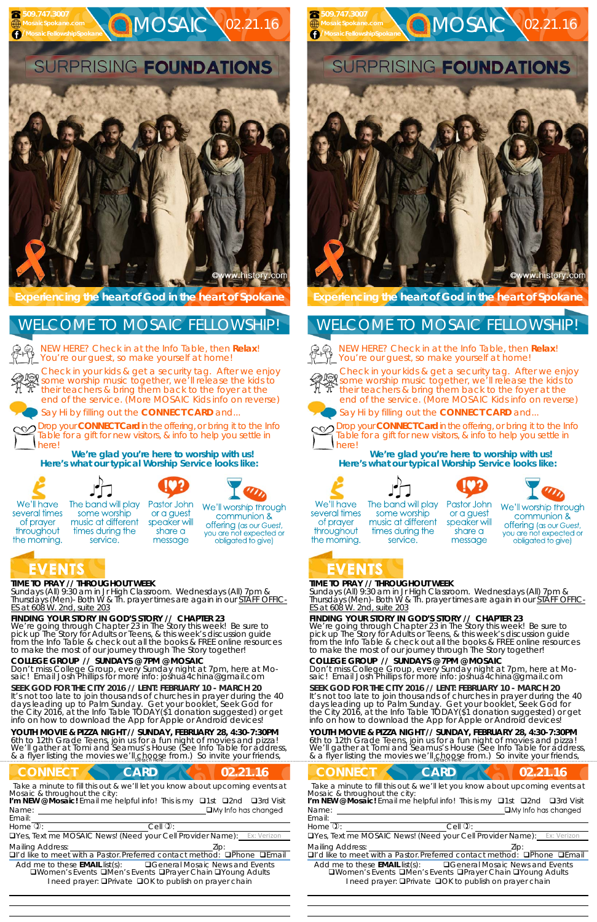509.747.3007
MosaicSpokane.com
/MosaicFellowshipSpokane

# MOSAIC 02.21.16

## SURPRISING FOUNDATIONS

©www.history.com

**Experiencing the heart of God in the heart of Spokane**

## WELCOME TO MOSAIC FELLOWSHIP!

NEW HERE? Check in at the Info Table, then **Relax**! You're our guest, so make yourself at home!

Check in your kids & get a security tag. After we enjoy some worship music together, we'll release the kids to their teachers & bring them back to the foyer at the end of the service. (More MOSAIC Kids info on reverse)

Say Hi by filling out the **CONNECTCARD** and...

Drop your **CONNECTCard** in the offering, or bring it to the Info Table for a gift for new visitors, & info to help you settle in here!

**We're glad you're here to worship with us!**
**Here's what our typical Worship Service looks like:**

- We'll have several times of prayer throughout the morning.
- The band will play some worship music at different times during the service.
- Pastor John or a guest speaker will share a message
- We'll worship through communion & offering (as our Guest, you are not expected or obligated to give)

## EVENTS

**TIME TO PRAY // THROUGHOUT WEEK**
Sundays (All) 9:30 am in Jr High Classroom. Wednesdays (All) 7pm & Thursdays (Men)- Both W & Th. prayer times are again in our STAFF OFFICES at 608 W. 2nd, suite 203

**FINDING YOUR STORY IN GOD'S STORY // CHAPTER 23**
We're going through Chapter 23 in The Story this week! Be sure to pick up The Story for Adults or Teens, & this week's discussion guide from the Info Table & check out all the books & FREE online resources to make the most of our journey through The Story together!

**COLLEGE GROUP // SUNDAYS @ 7PM @ MOSAIC**
Don't miss College Group, every Sunday night at 7pm, here at Mosaic! Email Josh Phillips for more info: joshua4china@gmail.com

**SEEK GOD FOR THE CITY 2016 // LENT: FEBRUARY 10 - MARCH 20**
It's not too late to join thousands of churches in prayer during the 40 days leading up to Palm Sunday. Get your booklet, Seek God for the City 2016, at the Info Table TODAY($1 donation suggested) or get info on how to download the App for Apple or Android devices!

**YOUTH MOVIE & PIZZA NIGHT // SUNDAY, FEBRUARY 28, 4:30-7:30PM**
6th to 12th Grade Teens, join us for a fun night of movies and pizza! We'll gather at Tomi and Seamus's House (See Info Table for address, & a flyer listing the movies we'll choose from.) So invite your friends,

Detach Here

## CONNECT CARD 02.21.16

Take a minute to fill this out & we'll let you know about upcoming events at Mosaic & throughout the city:

**I'm NEW @ Mosaic!** Email me helpful info! This is my ❑1st ❑2nd ❑3rd Visit

Name: ____________________ ❑My Info has changed

Email: ____________________

Home: ____________ Cell: ____________

❑Yes, Text me MOSAIC News! (Need your Cell Provider Name): Ex: Verizon

Mailing Address: ____________ Zip: ______

❑I'd like to meet with a Pastor. Preferred contact method: ❑Phone ❑Email

Add me to these **EMAIL** list(s): ❑General Mosaic News and Events ❑Women's Events ❑Men's Events ❑Prayer Chain ❑Young Adults

I need prayer: ❑Private ❑OK to publish on prayer chain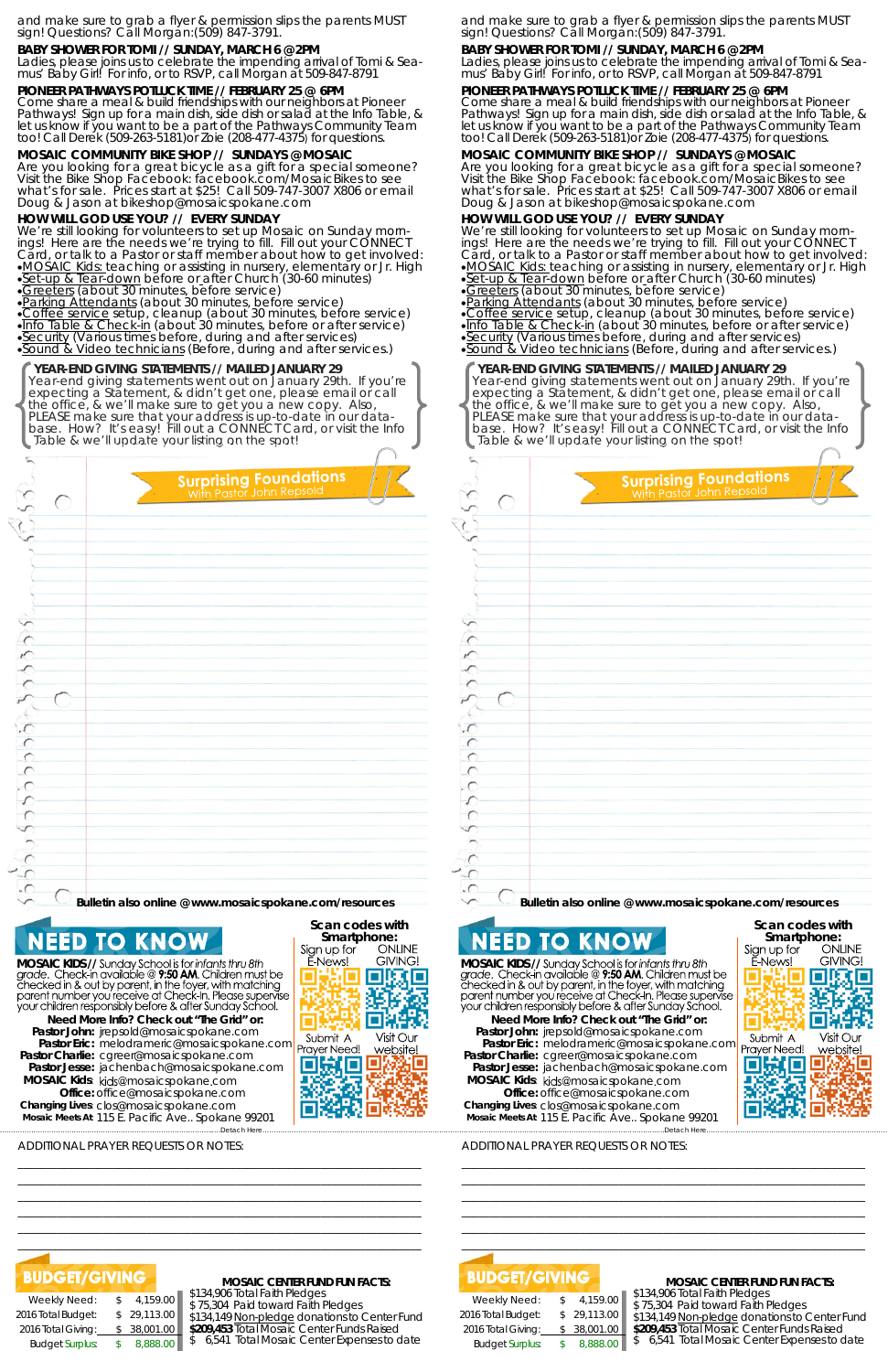and make sure to grab a flyer & permission slips the parents MUST sign! Questions? Call Morgan:(509) 847-3791.

**BABY SHOWER FOR TOMI // SUNDAY, MARCH 6 @2PM**
Ladies, please joins us to celebrate the impending arrival of Tomi & Seamus' Baby Girl! For info, or to RSVP, call Morgan at 509-847-8791

**PIONEER PATHWAYS POTLUCK TIME // FEBRUARY 25 @ 6PM**
Come share a meal & build friendships with our neighbors at Pioneer Pathways! Sign up for a main dish, side dish or salad at the Info Table, & let us know if you want to be a part of the Pathways Community Team too! Call Derek (509-263-5181)or Zoie (208-477-4375) for questions.

**MOSAIC COMMUNITY BIKE SHOP // SUNDAYS @ MOSAIC**
Are you looking for a great bicycle as a gift for a special someone? Visit the Bike Shop Facebook: facebook.com/MosaicBikes to see what's for sale. Prices start at $25! Call 509-747-3007 X806 or email Doug & Jason at bikeshop@mosaicspokane.com

**HOW WILL GOD USE YOU? // EVERY SUNDAY**
We're still looking for volunteers to set up Mosaic on Sunday mornings! Here are the needs we're trying to fill. Fill out your CONNECT Card, or talk to a Pastor or staff member about how to get involved:
- MOSAIC Kids: teaching or assisting in nursery, elementary or Jr. High
- Set-up & Tear-down before or after Church (30-60 minutes)
- Greeters (about 30 minutes, before service)
- Parking Attendants (about 30 minutes, before service)
- Coffee service setup, cleanup (about 30 minutes, before service)
- Info Table & Check-in (about 30 minutes, before or after service)
- Security (Various times before, during and after services)
- Sound & Video technicians (Before, during and after services.)

**YEAR-END GIVING STATEMENTS // MAILED JANUARY 29**
Year-end giving statements went out on January 29th. If you're expecting a Statement, & didn't get one, please email or call the office, & we'll make sure to get you a new copy. Also, PLEASE make sure that your address is up-to-date in our database. How? It's easy! Fill out a CONNECT Card, or visit the Info Table & we'll update your listing on the spot!

**Surprising Foundations**
With Pastor John Repsold

**Bulletin also online @www.mosaicspokane.com/resources**

## NEED TO KNOW

**MOSAIC KIDS //** Sunday School is for *infants thru 8th grade*. Check-in available @ **9:50 AM**. Children must be checked in & out by parent, in the foyer, with matching parent number you receive at Check-In. Please supervise your children responsibly before & after Sunday School.

**Need More Info? Check out "The Grid" or:**
**Pastor John:** jrepsold@mosaicspokane.com
**Pastor Eric:** melodrameric@mosaicspokane.com
**Pastor Charlie:** cgreer@mosaicspokane.com
**Pastor Jesse:** jachenbach@mosaicspokane.com
**MOSAIC Kids:** kids@mosaicspokane.com
**Office:** office@mosaicspokane.com
**Changing Lives:** clos@mosaicspokane.com
**Mosaic Meets At:** 115 E. Pacific Ave.. Spokane 99201

**Scan codes with Smartphone:**
Sign up for E-News! | ONLINE GIVING! | Submit A Prayer Need! | Visit Our website!

Detach Here

ADDITIONAL PRAYER REQUESTS OR NOTES:

## BUDGET/GIVING

| | | |
|---|---|---|
| Weekly Need: | $ | 4,159.00 |
| 2016 Total Budget: | $ | 29,113.00 |
| 2016 Total Giving: | $ | 38,001.00 |
| Budget Surplus: | $ | 8,888.00 |

**MOSAIC CENTER FUND FUN FACTS:**
$134,906 Total Faith Pledges
$ 75,304 Paid toward Faith Pledges
$134,149 Non-pledge donations to Center Fund
**$209,453** Total Mosaic Center Funds Raised
$ 6,541 Total Mosaic Center Expenses to date